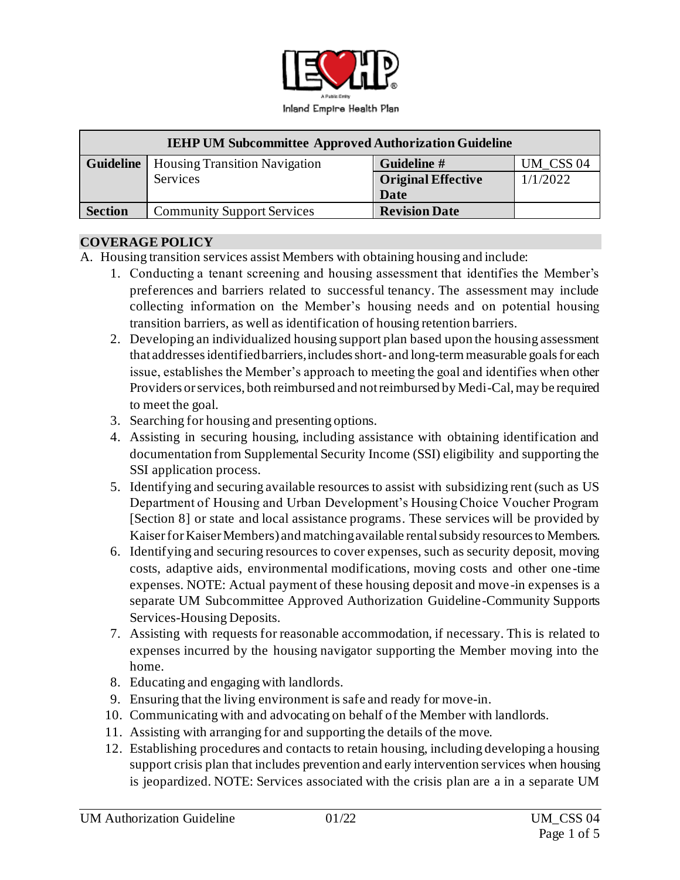Inland Empire Health Plan

| IEHP UM Subcommittee Approved Authorization Guideline | | | |
|---|---|---|---|
| **Guideline** | Housing Transition Navigation Services | **Guideline #** | UM_CSS 04 |
| | | **Original Effective Date** | 1/1/2022 |
| **Section** | Community Support Services | **Revision Date** | |

## COVERAGE POLICY

A. Housing transition services assist Members with obtaining housing and include:

1. Conducting a tenant screening and housing assessment that identifies the Member's preferences and barriers related to successful tenancy. The assessment may include collecting information on the Member's housing needs and on potential housing transition barriers, as well as identification of housing retention barriers.
2. Developing an individualized housing support plan based upon the housing assessment that addresses identified barriers, includes short- and long-term measurable goals for each issue, establishes the Member's approach to meeting the goal and identifies when other Providers or services, both reimbursed and not reimbursed by Medi-Cal, may be required to meet the goal.
3. Searching for housing and presenting options.
4. Assisting in securing housing, including assistance with obtaining identification and documentation from Supplemental Security Income (SSI) eligibility and supporting the SSI application process.
5. Identifying and securing available resources to assist with subsidizing rent (such as US Department of Housing and Urban Development's Housing Choice Voucher Program [Section 8] or state and local assistance programs. These services will be provided by Kaiser for Kaiser Members) and matching available rental subsidy resources to Members.
6. Identifying and securing resources to cover expenses, such as security deposit, moving costs, adaptive aids, environmental modifications, moving costs and other one-time expenses. NOTE: Actual payment of these housing deposit and move-in expenses is a separate UM Subcommittee Approved Authorization Guideline-Community Supports Services-Housing Deposits.
7. Assisting with requests for reasonable accommodation, if necessary. This is related to expenses incurred by the housing navigator supporting the Member moving into the home.
8. Educating and engaging with landlords.
9. Ensuring that the living environment is safe and ready for move-in.
10. Communicating with and advocating on behalf of the Member with landlords.
11. Assisting with arranging for and supporting the details of the move.
12. Establishing procedures and contacts to retain housing, including developing a housing support crisis plan that includes prevention and early intervention services when housing is jeopardized. NOTE: Services associated with the crisis plan are a in a separate UM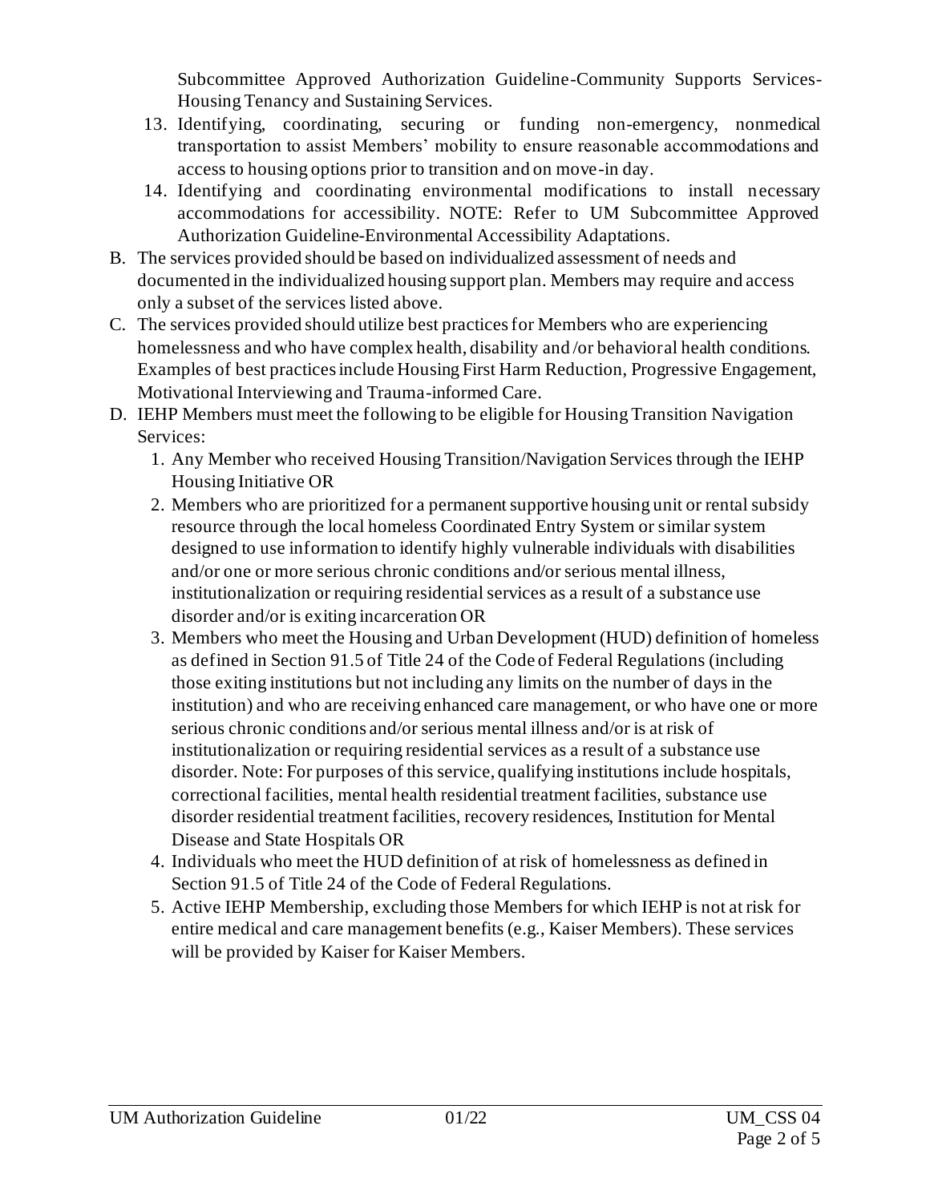Subcommittee Approved Authorization Guideline-Community Supports Services-Housing Tenancy and Sustaining Services.

13. Identifying, coordinating, securing or funding non-emergency, nonmedical transportation to assist Members' mobility to ensure reasonable accommodations and access to housing options prior to transition and on move-in day.
14. Identifying and coordinating environmental modifications to install necessary accommodations for accessibility. NOTE: Refer to UM Subcommittee Approved Authorization Guideline-Environmental Accessibility Adaptations.

B. The services provided should be based on individualized assessment of needs and documented in the individualized housing support plan. Members may require and access only a subset of the services listed above.

C. The services provided should utilize best practices for Members who are experiencing homelessness and who have complex health, disability and /or behavioral health conditions. Examples of best practices include Housing First Harm Reduction, Progressive Engagement, Motivational Interviewing and Trauma-informed Care.

D. IEHP Members must meet the following to be eligible for Housing Transition Navigation Services:

1. Any Member who received Housing Transition/Navigation Services through the IEHP Housing Initiative OR
2. Members who are prioritized for a permanent supportive housing unit or rental subsidy resource through the local homeless Coordinated Entry System or similar system designed to use information to identify highly vulnerable individuals with disabilities and/or one or more serious chronic conditions and/or serious mental illness, institutionalization or requiring residential services as a result of a substance use disorder and/or is exiting incarceration OR
3. Members who meet the Housing and Urban Development (HUD) definition of homeless as defined in Section 91.5 of Title 24 of the Code of Federal Regulations (including those exiting institutions but not including any limits on the number of days in the institution) and who are receiving enhanced care management, or who have one or more serious chronic conditions and/or serious mental illness and/or is at risk of institutionalization or requiring residential services as a result of a substance use disorder. Note: For purposes of this service, qualifying institutions include hospitals, correctional facilities, mental health residential treatment facilities, substance use disorder residential treatment facilities, recovery residences, Institution for Mental Disease and State Hospitals OR
4. Individuals who meet the HUD definition of at risk of homelessness as defined in Section 91.5 of Title 24 of the Code of Federal Regulations.
5. Active IEHP Membership, excluding those Members for which IEHP is not at risk for entire medical and care management benefits (e.g., Kaiser Members). These services will be provided by Kaiser for Kaiser Members.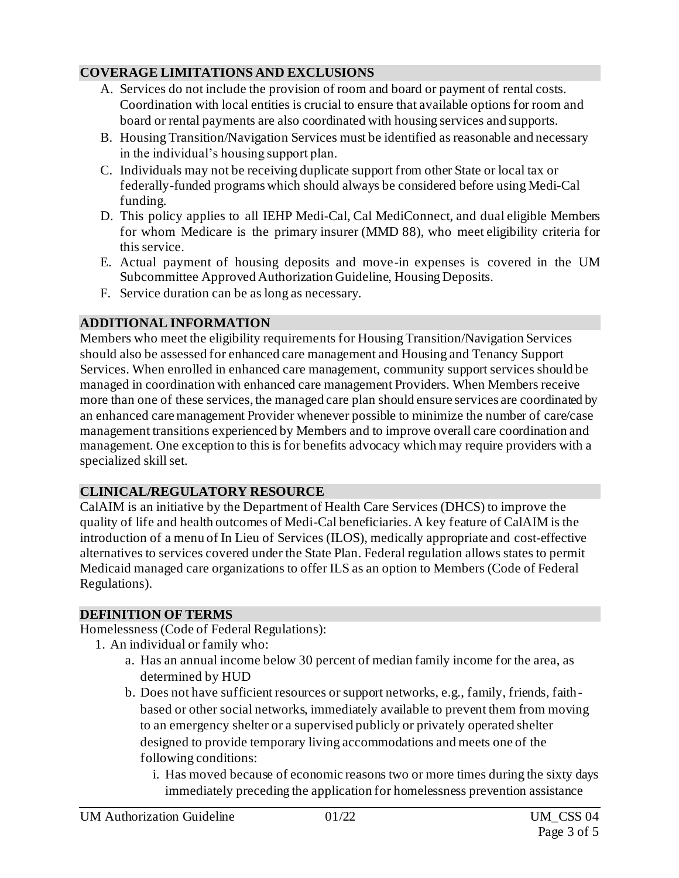## COVERAGE LIMITATIONS AND EXCLUSIONS

A. Services do not include the provision of room and board or payment of rental costs. Coordination with local entities is crucial to ensure that available options for room and board or rental payments are also coordinated with housing services and supports.

B. Housing Transition/Navigation Services must be identified as reasonable and necessary in the individual's housing support plan.

C. Individuals may not be receiving duplicate support from other State or local tax or federally-funded programs which should always be considered before using Medi-Cal funding.

D. This policy applies to all IEHP Medi-Cal, Cal MediConnect, and dual eligible Members for whom Medicare is the primary insurer (MMD 88), who meet eligibility criteria for this service.

E. Actual payment of housing deposits and move-in expenses is covered in the UM Subcommittee Approved Authorization Guideline, Housing Deposits.

F. Service duration can be as long as necessary.

## ADDITIONAL INFORMATION

Members who meet the eligibility requirements for Housing Transition/Navigation Services should also be assessed for enhanced care management and Housing and Tenancy Support Services. When enrolled in enhanced care management, community support services should be managed in coordination with enhanced care management Providers. When Members receive more than one of these services, the managed care plan should ensure services are coordinated by an enhanced care management Provider whenever possible to minimize the number of care/case management transitions experienced by Members and to improve overall care coordination and management. One exception to this is for benefits advocacy which may require providers with a specialized skill set.

## CLINICAL/REGULATORY RESOURCE

CalAIM is an initiative by the Department of Health Care Services (DHCS) to improve the quality of life and health outcomes of Medi-Cal beneficiaries. A key feature of CalAIM is the introduction of a menu of In Lieu of Services (ILOS), medically appropriate and cost-effective alternatives to services covered under the State Plan. Federal regulation allows states to permit Medicaid managed care organizations to offer ILS as an option to Members (Code of Federal Regulations).

## DEFINITION OF TERMS

Homelessness (Code of Federal Regulations):

1. An individual or family who:
   a. Has an annual income below 30 percent of median family income for the area, as determined by HUD
   b. Does not have sufficient resources or support networks, e.g., family, friends, faith-based or other social networks, immediately available to prevent them from moving to an emergency shelter or a supervised publicly or privately operated shelter designed to provide temporary living accommodations and meets one of the following conditions:
      i. Has moved because of economic reasons two or more times during the sixty days immediately preceding the application for homelessness prevention assistance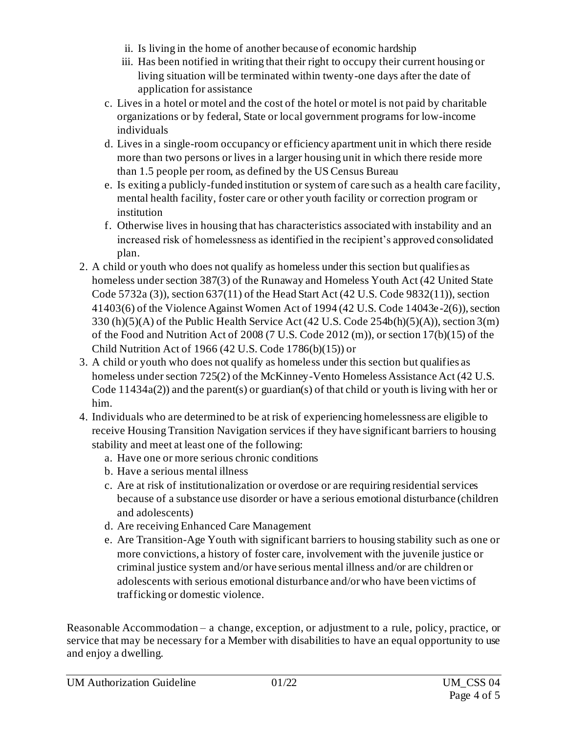- ii. Is living in the home of another because of economic hardship
   - iii. Has been notified in writing that their right to occupy their current housing or living situation will be terminated within twenty-one days after the date of application for assistance
   
   c. Lives in a hotel or motel and the cost of the hotel or motel is not paid by charitable organizations or by federal, State or local government programs for low-income individuals

   d. Lives in a single-room occupancy or efficiency apartment unit in which there reside more than two persons or lives in a larger housing unit in which there reside more than 1.5 people per room, as defined by the US Census Bureau

   e. Is exiting a publicly-funded institution or system of care such as a health care facility, mental health facility, foster care or other youth facility or correction program or institution

   f. Otherwise lives in housing that has characteristics associated with instability and an increased risk of homelessness as identified in the recipient's approved consolidated plan.

2. A child or youth who does not qualify as homeless under this section but qualifies as homeless under section 387(3) of the Runaway and Homeless Youth Act (42 United State Code 5732a (3)), section 637(11) of the Head Start Act (42 U.S. Code 9832(11)), section 41403(6) of the Violence Against Women Act of 1994 (42 U.S. Code 14043e-2(6)), section 330 (h)(5)(A) of the Public Health Service Act (42 U.S. Code 254b(h)(5)(A)), section 3(m) of the Food and Nutrition Act of 2008 (7 U.S. Code 2012 (m)), or section 17(b)(15) of the Child Nutrition Act of 1966 (42 U.S. Code 1786(b)(15)) or
3. A child or youth who does not qualify as homeless under this section but qualifies as homeless under section 725(2) of the McKinney-Vento Homeless Assistance Act (42 U.S. Code 11434a(2)) and the parent(s) or guardian(s) of that child or youth is living with her or him.
4. Individuals who are determined to be at risk of experiencing homelessness are eligible to receive Housing Transition Navigation services if they have significant barriers to housing stability and meet at least one of the following:
   a. Have one or more serious chronic conditions
   b. Have a serious mental illness
   c. Are at risk of institutionalization or overdose or are requiring residential services because of a substance use disorder or have a serious emotional disturbance (children and adolescents)
   d. Are receiving Enhanced Care Management
   e. Are Transition-Age Youth with significant barriers to housing stability such as one or more convictions, a history of foster care, involvement with the juvenile justice or criminal justice system and/or have serious mental illness and/or are children or adolescents with serious emotional disturbance and/or who have been victims of trafficking or domestic violence.

Reasonable Accommodation – a change, exception, or adjustment to a rule, policy, practice, or service that may be necessary for a Member with disabilities to have an equal opportunity to use and enjoy a dwelling.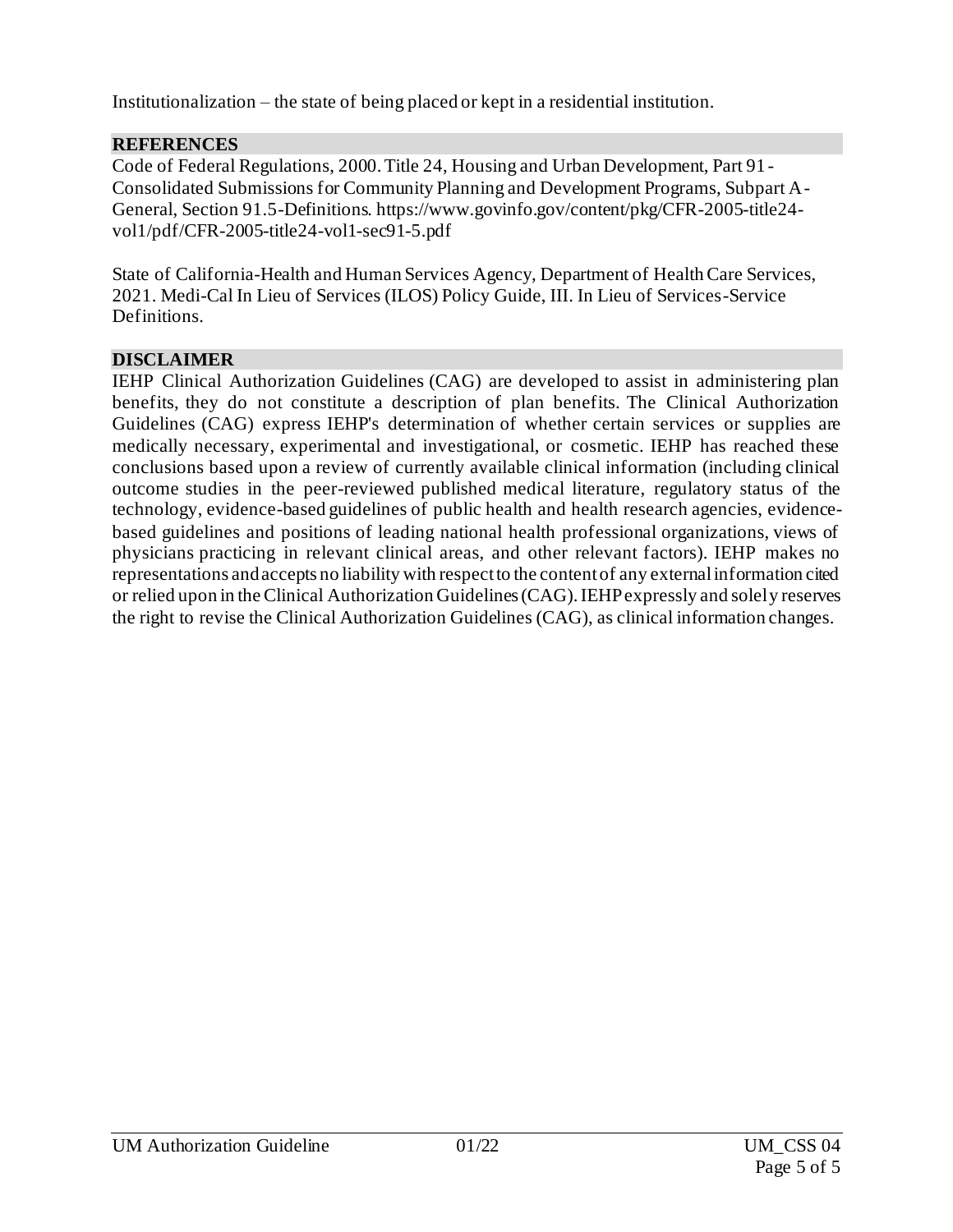Institutionalization – the state of being placed or kept in a residential institution.

## REFERENCES

Code of Federal Regulations, 2000. Title 24, Housing and Urban Development, Part 91 - Consolidated Submissions for Community Planning and Development Programs, Subpart A - General, Section 91.5-Definitions. https://www.govinfo.gov/content/pkg/CFR-2005-title24-vol1/pdf/CFR-2005-title24-vol1-sec91-5.pdf

State of California-Health and Human Services Agency, Department of Health Care Services, 2021. Medi-Cal In Lieu of Services (ILOS) Policy Guide, III. In Lieu of Services-Service Definitions.

## DISCLAIMER

IEHP Clinical Authorization Guidelines (CAG) are developed to assist in administering plan benefits, they do not constitute a description of plan benefits. The Clinical Authorization Guidelines (CAG) express IEHP's determination of whether certain services or supplies are medically necessary, experimental and investigational, or cosmetic. IEHP has reached these conclusions based upon a review of currently available clinical information (including clinical outcome studies in the peer-reviewed published medical literature, regulatory status of the technology, evidence-based guidelines of public health and health research agencies, evidence-based guidelines and positions of leading national health professional organizations, views of physicians practicing in relevant clinical areas, and other relevant factors). IEHP makes no representations and accepts no liability with respect to the content of any external information cited or relied upon in the Clinical Authorization Guidelines (CAG). IEHP expressly and solely reserves the right to revise the Clinical Authorization Guidelines (CAG), as clinical information changes.